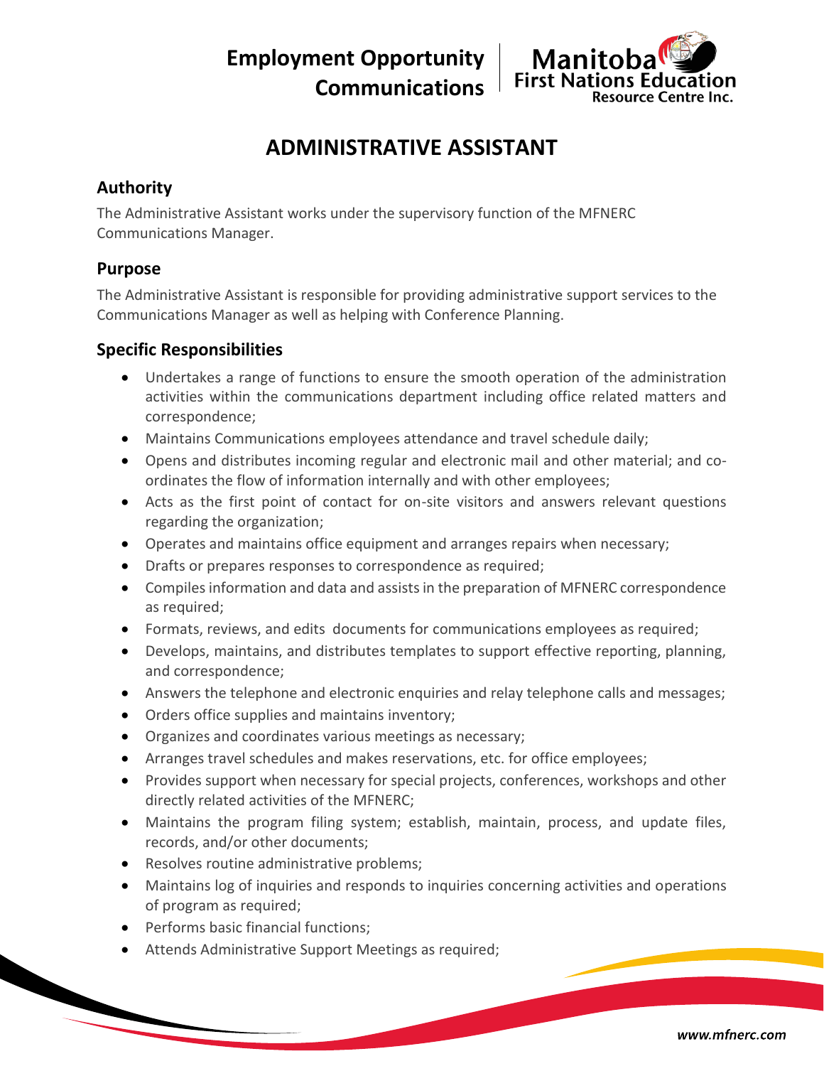**Employment Opportunity**
**Communications**

Manitoba First Nations Education Resource Centre Inc.

# ADMINISTRATIVE ASSISTANT

## Authority

The Administrative Assistant works under the supervisory function of the MFNERC Communications Manager.

## Purpose

The Administrative Assistant is responsible for providing administrative support services to the Communications Manager as well as helping with Conference Planning.

## Specific Responsibilities

- Undertakes a range of functions to ensure the smooth operation of the administration activities within the communications department including office related matters and correspondence;
- Maintains Communications employees attendance and travel schedule daily;
- Opens and distributes incoming regular and electronic mail and other material; and co-ordinates the flow of information internally and with other employees;
- Acts as the first point of contact for on-site visitors and answers relevant questions regarding the organization;
- Operates and maintains office equipment and arranges repairs when necessary;
- Drafts or prepares responses to correspondence as required;
- Compiles information and data and assists in the preparation of MFNERC correspondence as required;
- Formats, reviews, and edits documents for communications employees as required;
- Develops, maintains, and distributes templates to support effective reporting, planning, and correspondence;
- Answers the telephone and electronic enquiries and relay telephone calls and messages;
- Orders office supplies and maintains inventory;
- Organizes and coordinates various meetings as necessary;
- Arranges travel schedules and makes reservations, etc. for office employees;
- Provides support when necessary for special projects, conferences, workshops and other directly related activities of the MFNERC;
- Maintains the program filing system; establish, maintain, process, and update files, records, and/or other documents;
- Resolves routine administrative problems;
- Maintains log of inquiries and responds to inquiries concerning activities and operations of program as required;
- Performs basic financial functions;
- Attends Administrative Support Meetings as required;

www.mfnerc.com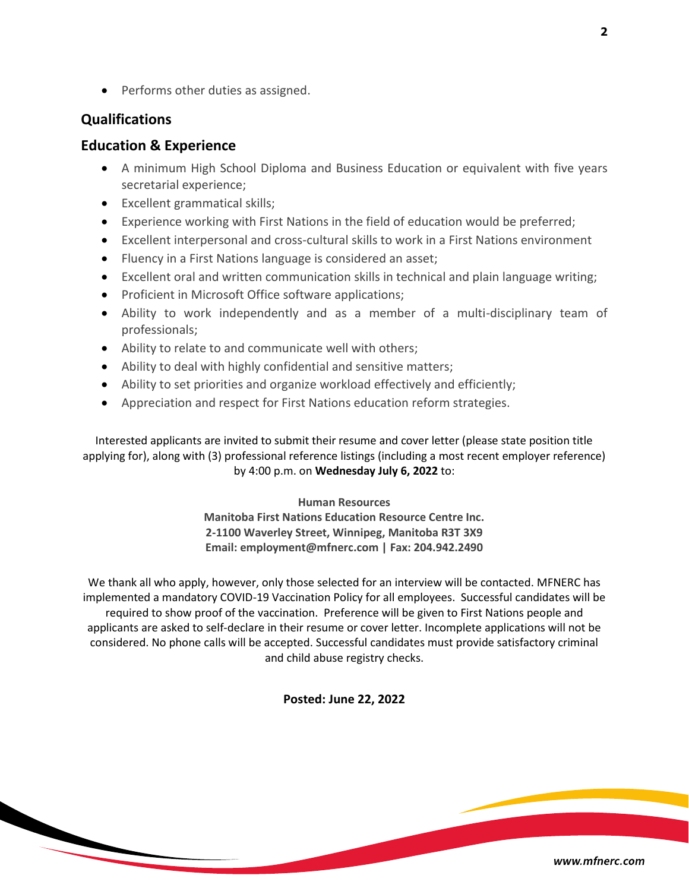- Performs other duties as assigned.

## Qualifications

## Education & Experience

- A minimum High School Diploma and Business Education or equivalent with five years secretarial experience;
- Excellent grammatical skills;
- Experience working with First Nations in the field of education would be preferred;
- Excellent interpersonal and cross-cultural skills to work in a First Nations environment
- Fluency in a First Nations language is considered an asset;
- Excellent oral and written communication skills in technical and plain language writing;
- Proficient in Microsoft Office software applications;
- Ability to work independently and as a member of a multi-disciplinary team of professionals;
- Ability to relate to and communicate well with others;
- Ability to deal with highly confidential and sensitive matters;
- Ability to set priorities and organize workload effectively and efficiently;
- Appreciation and respect for First Nations education reform strategies.

Interested applicants are invited to submit their resume and cover letter (please state position title applying for), along with (3) professional reference listings (including a most recent employer reference) by 4:00 p.m. on **Wednesday July 6, 2022** to:

**Human Resources**
**Manitoba First Nations Education Resource Centre Inc.**
**2-1100 Waverley Street, Winnipeg, Manitoba R3T 3X9**
**Email: employment@mfnerc.com | Fax: 204.942.2490**

We thank all who apply, however, only those selected for an interview will be contacted. MFNERC has implemented a mandatory COVID-19 Vaccination Policy for all employees. Successful candidates will be required to show proof of the vaccination. Preference will be given to First Nations people and applicants are asked to self-declare in their resume or cover letter. Incomplete applications will not be considered. No phone calls will be accepted. Successful candidates must provide satisfactory criminal and child abuse registry checks.

**Posted: June 22, 2022**

*www.mfnerc.com*